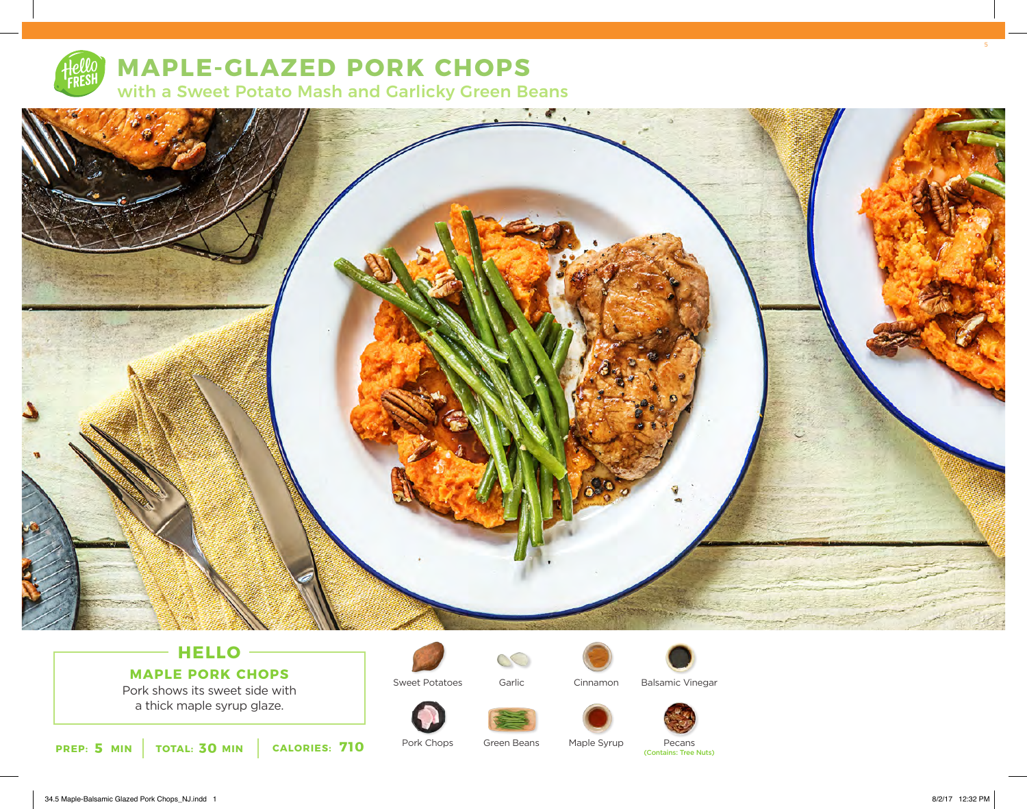# MAPLE-GLAZED PORK CHOPS

## with a Sweet Potato Mash and Garlicky Green Beans

## HELLO

### MAPLE PORK CHOPS

Pork shows its sweet side with a thick maple syrup glaze.

**PREP: 5 MIN** | **TOTAL: 30 MIN** | **CALORIES: 710**

- Sweet Potatoes
- Garlic
- Cinnamon
- Balsamic Vinegar
- Pork Chops
- Green Beans
- Maple Syrup
- Pecans (Contains: Tree Nuts)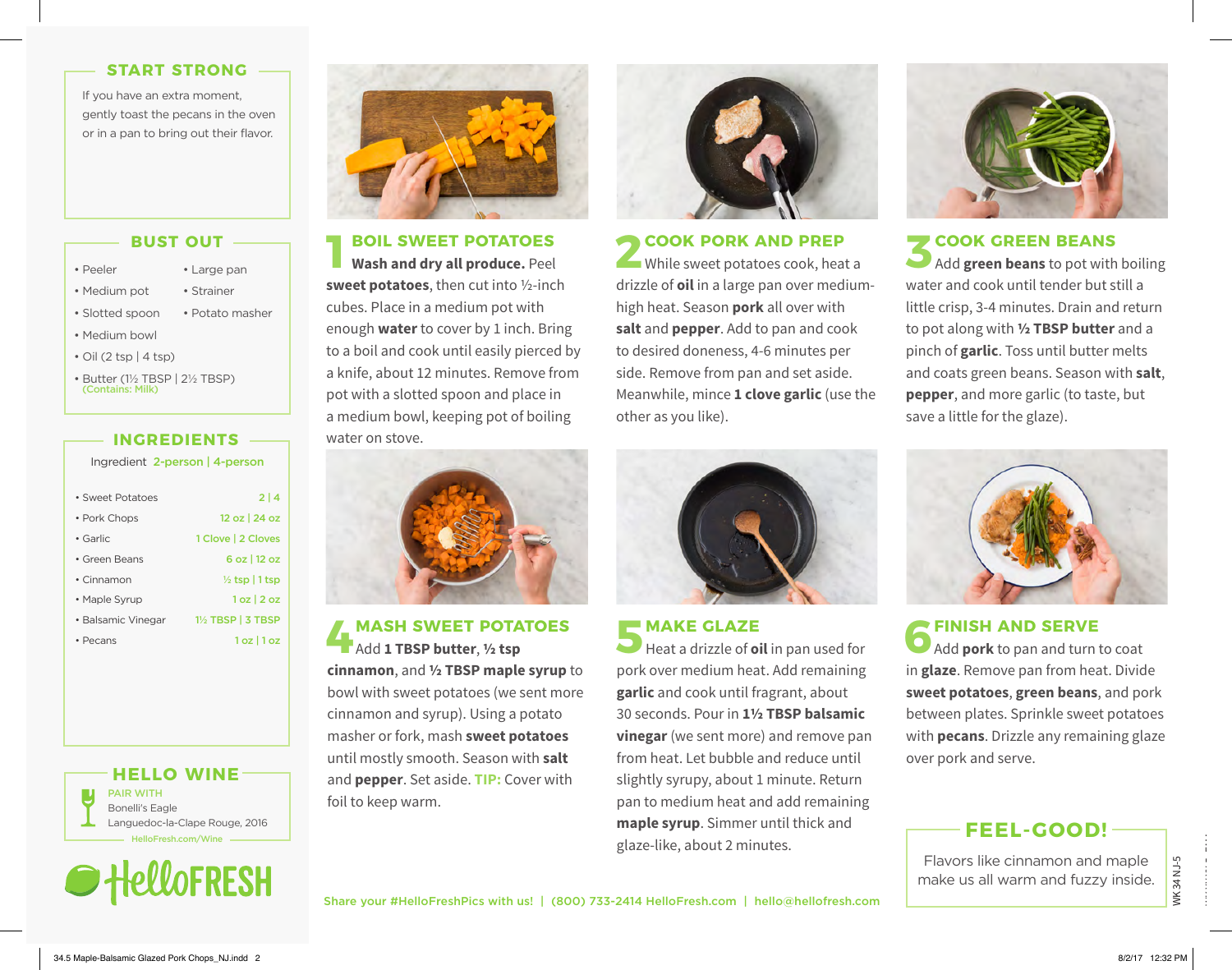## START STRONG

If you have an extra moment, gently toast the pecans in the oven or in a pan to bring out their flavor.

## BUST OUT

- Peeler
- Large pan
- Medium pot
- Strainer
- Slotted spoon
- Potato masher
- Medium bowl
- Oil (2 tsp | 4 tsp)
- Butter (1½ TBSP | 2½ TBSP) (Contains: Milk)

## INGREDIENTS

| Ingredient | 2-person \| 4-person |
|---|---|
| Sweet Potatoes | 2 \| 4 |
| Pork Chops | 12 oz \| 24 oz |
| Garlic | 1 Clove \| 2 Cloves |
| Green Beans | 6 oz \| 12 oz |
| Cinnamon | ½ tsp \| 1 tsp |
| Maple Syrup | 1 oz \| 2 oz |
| Balsamic Vinegar | 1½ TBSP \| 3 TBSP |
| Pecans | 1 oz \| 1 oz |

## HELLO WINE

PAIR WITH
Bonelli's Eagle
Languedoc-la-Clape Rouge, 2016

HelloFresh.com/Wine

HelloFRESH

## 1 BOIL SWEET POTATOES

**Wash and dry all produce.** Peel **sweet potatoes**, then cut into ½-inch cubes. Place in a medium pot with enough **water** to cover by 1 inch. Bring to a boil and cook until easily pierced by a knife, about 12 minutes. Remove from pot with a slotted spoon and place in a medium bowl, keeping pot of boiling water on stove.

## 2 COOK PORK AND PREP

While sweet potatoes cook, heat a drizzle of **oil** in a large pan over medium-high heat. Season **pork** all over with **salt** and **pepper**. Add to pan and cook to desired doneness, 4-6 minutes per side. Meanwhile, mince **1 clove garlic** (use the other as you like).

## 3 COOK GREEN BEANS

Add **green beans** to pot with boiling water and cook until tender but still a little crisp, 3-4 minutes. Drain and return to pot along with **½ TBSP butter** and a pinch of **garlic**. Toss until butter melts and coats green beans. Season with **salt**, **pepper**, and more garlic (to taste, but save a little for the glaze).

## 4 MASH SWEET POTATOES

Add **1 TBSP butter**, **½ tsp cinnamon**, and **½ TBSP maple syrup** to bowl with sweet potatoes (we sent more cinnamon and syrup). Using a potato masher or fork, mash **sweet potatoes** until mostly smooth. Season with **salt** and **pepper**. Set aside. **TIP:** Cover with foil to keep warm.

## 5 MAKE GLAZE

Heat a drizzle of **oil** in pan used for pork over medium heat. Add remaining **garlic** and cook until fragrant, about 30 seconds. Pour in **1½ TBSP balsamic vinegar** (we sent more) and remove pan from heat. Let bubble and reduce until slightly syrupy, about 1 minute. Return pan to medium heat and add remaining **maple syrup**. Simmer until thick and glaze-like, about 2 minutes.

## 6 FINISH AND SERVE

Add **pork** to pan and turn to coat in **glaze**. Remove pan from heat. Divide **sweet potatoes**, **green beans**, and pork between plates. Sprinkle sweet potatoes with **pecans**. Drizzle any remaining glaze over pork and serve.

## FEEL-GOOD!

Flavors like cinnamon and maple make us all warm and fuzzy inside.

Share your #HelloFreshPics with us! | (800) 733-2414 HelloFresh.com | hello@hellofresh.com

WK 34 NJ-5